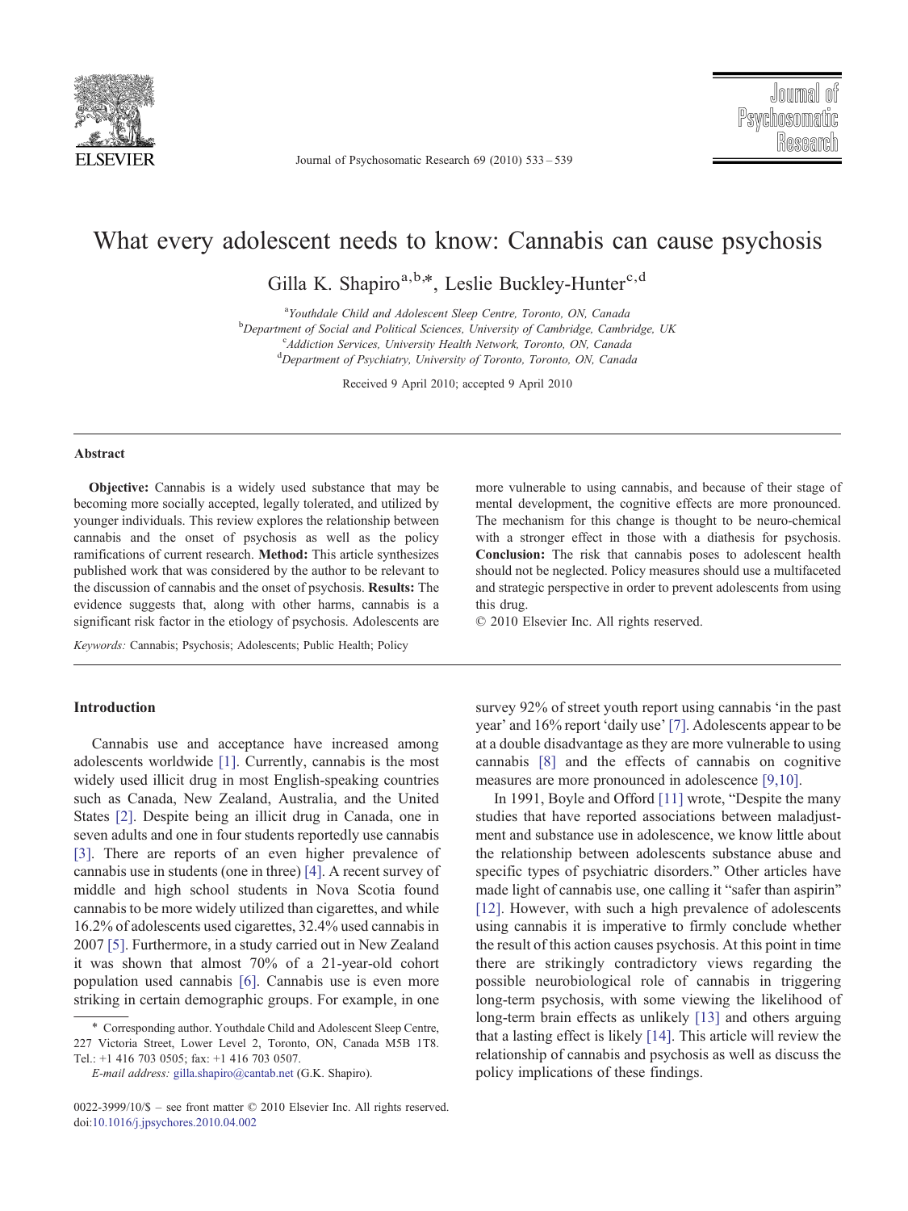# What every adolescent needs to know: Cannabis can cause psychosis

Gilla K. Shapiro[a,b,*], Leslie Buckley-Hunter[c,d]

[a]Youthdale Child and Adolescent Sleep Centre, Toronto, ON, Canada
[b]Department of Social and Political Sciences, University of Cambridge, Cambridge, UK
[c]Addiction Services, University Health Network, Toronto, ON, Canada
[d]Department of Psychiatry, University of Toronto, Toronto, ON, Canada

Received 9 April 2010; accepted 9 April 2010

## Abstract

**Objective:** Cannabis is a widely used substance that may be becoming more socially accepted, legally tolerated, and utilized by younger individuals. This review explores the relationship between cannabis and the onset of psychosis as well as the policy ramifications of current research. **Method:** This article synthesizes published work that was considered by the author to be relevant to the discussion of cannabis and the onset of psychosis. **Results:** The evidence suggests that, along with other harms, cannabis is a significant risk factor in the etiology of psychosis. Adolescents are more vulnerable to using cannabis, and because of their stage of mental development, the cognitive effects are more pronounced. The mechanism for this change is thought to be neuro-chemical with a stronger effect in those with a diathesis for psychosis. **Conclusion:** The risk that cannabis poses to adolescent health should not be neglected. Policy measures should use a multifaceted and strategic perspective in order to prevent adolescents from using this drug.

© 2010 Elsevier Inc. All rights reserved.

*Keywords:* Cannabis; Psychosis; Adolescents; Public Health; Policy

## Introduction

Cannabis use and acceptance have increased among adolescents worldwide [1]. Currently, cannabis is the most widely used illicit drug in most English-speaking countries such as Canada, New Zealand, Australia, and the United States [2]. Despite being an illicit drug in Canada, one in seven adults and one in four students reportedly use cannabis [3]. There are reports of an even higher prevalence of cannabis use in students (one in three) [4]. A recent survey of middle and high school students in Nova Scotia found cannabis to be more widely utilized than cigarettes, and while 16.2% of adolescents used cigarettes, 32.4% used cannabis in 2007 [5]. Furthermore, in a study carried out in New Zealand it was shown that almost 70% of a 21-year-old cohort population used cannabis [6]. Cannabis use is even more striking in certain demographic groups. For example, in one survey 92% of street youth report using cannabis 'in the past year' and 16% report 'daily use' [7]. Adolescents appear to be at a double disadvantage as they are more vulnerable to using cannabis [8] and the effects of cannabis on cognitive measures are more pronounced in adolescence [9,10].

In 1991, Boyle and Offord [11] wrote, "Despite the many studies that have reported associations between maladjustment and substance use in adolescence, we know little about the relationship between adolescents substance abuse and specific types of psychiatric disorders." Other articles have made light of cannabis use, one calling it "safer than aspirin" [12]. However, with such a high prevalence of adolescents using cannabis it is imperative to firmly conclude whether the result of this action causes psychosis. At this point in time there are strikingly contradictory views regarding the possible neurobiological role of cannabis in triggering long-term psychosis, with some viewing the likelihood of long-term brain effects as unlikely [13] and others arguing that a lasting effect is likely [14]. This article will review the relationship of cannabis and psychosis as well as discuss the policy implications of these findings.

\* Corresponding author. Youthdale Child and Adolescent Sleep Centre, 227 Victoria Street, Lower Level 2, Toronto, ON, Canada M5B 1T8. Tel.: +1 416 703 0505; fax: +1 416 703 0507.

*E-mail address:* gilla.shapiro@cantab.net (G.K. Shapiro).

0022-3999/10/$ – see front matter © 2010 Elsevier Inc. All rights reserved.
doi:10.1016/j.jpsychores.2010.04.002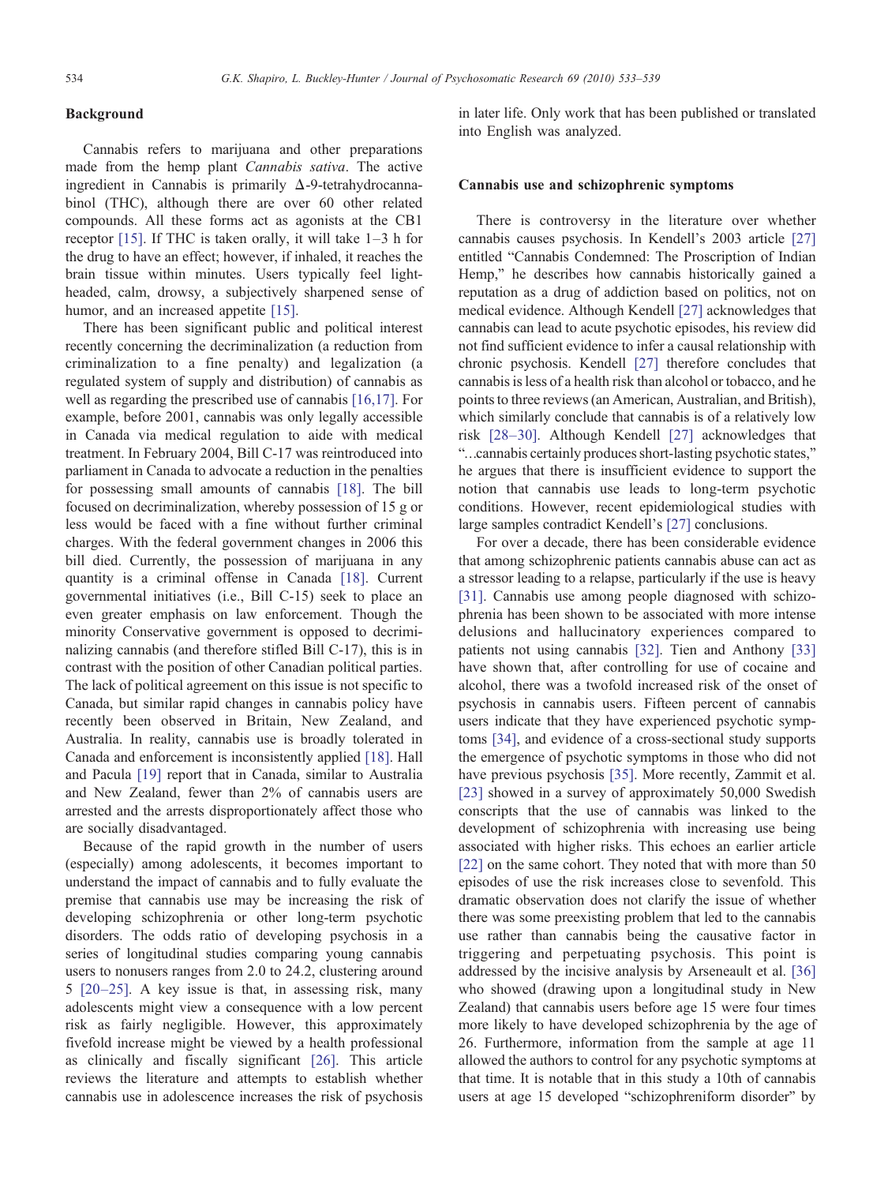## Background

Cannabis refers to marijuana and other preparations made from the hemp plant *Cannabis sativa*. The active ingredient in Cannabis is primarily Δ-9-tetrahydrocannabinol (THC), although there are over 60 other related compounds. All these forms act as agonists at the CB1 receptor [15]. If THC is taken orally, it will take 1–3 h for the drug to have an effect; however, if inhaled, it reaches the brain tissue within minutes. Users typically feel light-headed, calm, drowsy, a subjectively sharpened sense of humor, and an increased appetite [15].

There has been significant public and political interest recently concerning the decriminalization (a reduction from criminalization to a fine penalty) and legalization (a regulated system of supply and distribution) of cannabis as well as regarding the prescribed use of cannabis [16,17]. For example, before 2001, cannabis was only legally accessible in Canada via medical regulation to aide with medical treatment. In February 2004, Bill C-17 was reintroduced into parliament in Canada to advocate a reduction in the penalties for possessing small amounts of cannabis [18]. The bill focused on decriminalization, whereby possession of 15 g or less would be faced with a fine without further criminal charges. With the federal government changes in 2006 this bill died. Currently, the possession of marijuana in any quantity is a criminal offense in Canada [18]. Current governmental initiatives (i.e., Bill C-15) seek to place an even greater emphasis on law enforcement. Though the minority Conservative government is opposed to decriminalizing cannabis (and therefore stifled Bill C-17), this is in contrast with the position of other Canadian political parties. The lack of political agreement on this issue is not specific to Canada, but similar rapid changes in cannabis policy have recently been observed in Britain, New Zealand, and Australia. In reality, cannabis use is broadly tolerated in Canada and enforcement is inconsistently applied [18]. Hall and Pacula [19] report that in Canada, similar to Australia and New Zealand, fewer than 2% of cannabis users are arrested and the arrests disproportionately affect those who are socially disadvantaged.

Because of the rapid growth in the number of users (especially) among adolescents, it becomes important to understand the impact of cannabis and to fully evaluate the premise that cannabis use may be increasing the risk of developing schizophrenia or other long-term psychotic disorders. The odds ratio of developing psychosis in a series of longitudinal studies comparing young cannabis users to nonusers ranges from 2.0 to 24.2, clustering around 5 [20–25]. A key issue is that, in assessing risk, many adolescents might view a consequence with a low percent risk as fairly negligible. However, this approximately fivefold increase might be viewed by a health professional as clinically and fiscally significant [26]. This article reviews the literature and attempts to establish whether cannabis use in adolescence increases the risk of psychosis in later life. Only work that has been published or translated into English was analyzed.

## Cannabis use and schizophrenic symptoms

There is controversy in the literature over whether cannabis causes psychosis. In Kendell's 2003 article [27] entitled "Cannabis Condemned: The Proscription of Indian Hemp," he describes how cannabis historically gained a reputation as a drug of addiction based on politics, not on medical evidence. Although Kendell [27] acknowledges that cannabis can lead to acute psychotic episodes, his review did not find sufficient evidence to infer a causal relationship with chronic psychosis. Kendell [27] therefore concludes that cannabis is less of a health risk than alcohol or tobacco, and he points to three reviews (an American, Australian, and British), which similarly conclude that cannabis is of a relatively low risk [28–30]. Although Kendell [27] acknowledges that "…cannabis certainly produces short-lasting psychotic states," he argues that there is insufficient evidence to support the notion that cannabis use leads to long-term psychotic conditions. However, recent epidemiological studies with large samples contradict Kendell's [27] conclusions.

For over a decade, there has been considerable evidence that among schizophrenic patients cannabis abuse can act as a stressor leading to a relapse, particularly if the use is heavy [31]. Cannabis use among people diagnosed with schizophrenia has been shown to be associated with more intense delusions and hallucinatory experiences compared to patients not using cannabis [32]. Tien and Anthony [33] have shown that, after controlling for use of cocaine and alcohol, there was a twofold increased risk of the onset of psychosis in cannabis users. Fifteen percent of cannabis users indicate that they have experienced psychotic symptoms [34], and evidence of a cross-sectional study supports the emergence of psychotic symptoms in those who did not have previous psychosis [35]. More recently, Zammit et al. [23] showed in a survey of approximately 50,000 Swedish conscripts that the use of cannabis was linked to the development of schizophrenia with increasing use being associated with higher risks. This echoes an earlier article [22] on the same cohort. They noted that with more than 50 episodes of use the risk increases close to sevenfold. This dramatic observation does not clarify the issue of whether there was some preexisting problem that led to the cannabis use rather than cannabis being the causative factor in triggering and perpetuating psychosis. This point is addressed by the incisive analysis by Arseneault et al. [36] who showed (drawing upon a longitudinal study in New Zealand) that cannabis users before age 15 were four times more likely to have developed schizophrenia by the age of 26. Furthermore, information from the sample at age 11 allowed the authors to control for any psychotic symptoms at that time. It is notable that in this study a 10th of cannabis users at age 15 developed "schizophreniform disorder" by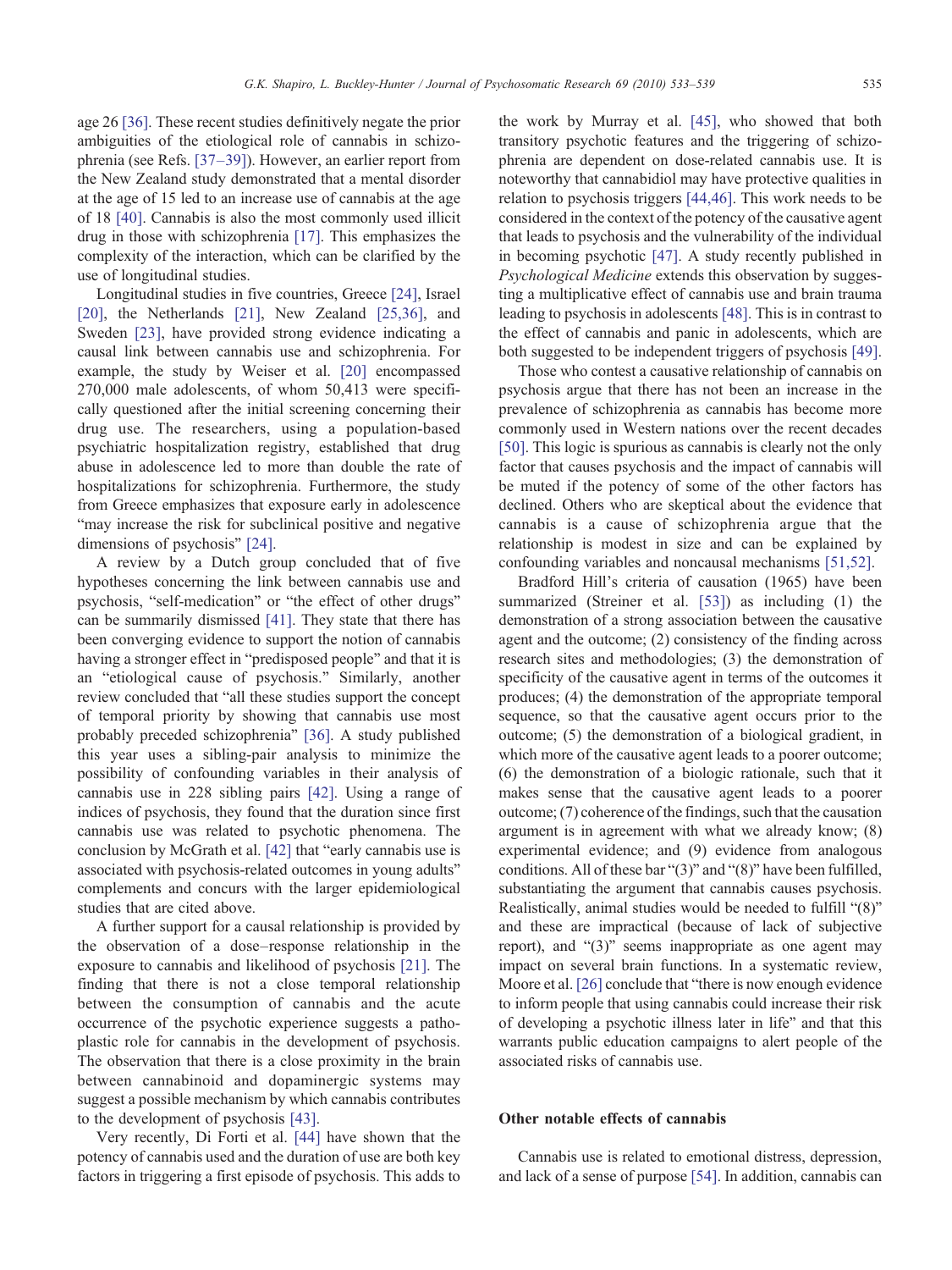age 26 [36]. These recent studies definitively negate the prior ambiguities of the etiological role of cannabis in schizophrenia (see Refs. [37–39]). However, an earlier report from the New Zealand study demonstrated that a mental disorder at the age of 15 led to an increase use of cannabis at the age of 18 [40]. Cannabis is also the most commonly used illicit drug in those with schizophrenia [17]. This emphasizes the complexity of the interaction, which can be clarified by the use of longitudinal studies.

Longitudinal studies in five countries, Greece [24], Israel [20], the Netherlands [21], New Zealand [25,36], and Sweden [23], have provided strong evidence indicating a causal link between cannabis use and schizophrenia. For example, the study by Weiser et al. [20] encompassed 270,000 male adolescents, of whom 50,413 were specifically questioned after the initial screening concerning their drug use. The researchers, using a population-based psychiatric hospitalization registry, established that drug abuse in adolescence led to more than double the rate of hospitalizations for schizophrenia. Furthermore, the study from Greece emphasizes that exposure early in adolescence "may increase the risk for subclinical positive and negative dimensions of psychosis" [24].

A review by a Dutch group concluded that of five hypotheses concerning the link between cannabis use and psychosis, "self-medication" or "the effect of other drugs" can be summarily dismissed [41]. They state that there has been converging evidence to support the notion of cannabis having a stronger effect in "predisposed people" and that it is an "etiological cause of psychosis." Similarly, another review concluded that "all these studies support the concept of temporal priority by showing that cannabis use most probably preceded schizophrenia" [36]. A study published this year uses a sibling-pair analysis to minimize the possibility of confounding variables in their analysis of cannabis use in 228 sibling pairs [42]. Using a range of indices of psychosis, they found that the duration since first cannabis use was related to psychotic phenomena. The conclusion by McGrath et al. [42] that "early cannabis use is associated with psychosis-related outcomes in young adults" complements and concurs with the larger epidemiological studies that are cited above.

A further support for a causal relationship is provided by the observation of a dose–response relationship in the exposure to cannabis and likelihood of psychosis [21]. The finding that there is not a close temporal relationship between the consumption of cannabis and the acute occurrence of the psychotic experience suggests a pathoplastic role for cannabis in the development of psychosis. The observation that there is a close proximity in the brain between cannabinoid and dopaminergic systems may suggest a possible mechanism by which cannabis contributes to the development of psychosis [43].

Very recently, Di Forti et al. [44] have shown that the potency of cannabis used and the duration of use are both key factors in triggering a first episode of psychosis. This adds to the work by Murray et al. [45], who showed that both transitory psychotic features and the triggering of schizophrenia are dependent on dose-related cannabis use. It is noteworthy that cannabidiol may have protective qualities in relation to psychosis triggers [44,46]. This work needs to be considered in the context of the potency of the causative agent that leads to psychosis and the vulnerability of the individual in becoming psychotic [47]. A study recently published in *Psychological Medicine* extends this observation by suggesting a multiplicative effect of cannabis use and brain trauma leading to psychosis in adolescents [48]. This is in contrast to the effect of cannabis and panic in adolescents, which are both suggested to be independent triggers of psychosis [49].

Those who contest a causative relationship of cannabis on psychosis argue that there has not been an increase in the prevalence of schizophrenia as cannabis has become more commonly used in Western nations over the recent decades [50]. This logic is spurious as cannabis is clearly not the only factor that causes psychosis and the impact of cannabis will be muted if the potency of some of the other factors has declined. Others who are skeptical about the evidence that cannabis is a cause of schizophrenia argue that the relationship is modest in size and can be explained by confounding variables and noncausal mechanisms [51,52].

Bradford Hill's criteria of causation (1965) have been summarized (Streiner et al. [53]) as including (1) the demonstration of a strong association between the causative agent and the outcome; (2) consistency of the finding across research sites and methodologies; (3) the demonstration of specificity of the causative agent in terms of the outcomes it produces; (4) the demonstration of the appropriate temporal sequence, so that the causative agent occurs prior to the outcome; (5) the demonstration of a biological gradient, in which more of the causative agent leads to a poorer outcome; (6) the demonstration of a biologic rationale, such that it makes sense that the causative agent leads to a poorer outcome; (7) coherence of the findings, such that the causation argument is in agreement with what we already know; (8) experimental evidence; and (9) evidence from analogous conditions. All of these bar "(3)" and "(8)" have been fulfilled, substantiating the argument that cannabis causes psychosis. Realistically, animal studies would be needed to fulfill "(8)" and these are impractical (because of lack of subjective report), and "(3)" seems inappropriate as one agent may impact on several brain functions. In a systematic review, Moore et al. [26] conclude that "there is now enough evidence to inform people that using cannabis could increase their risk of developing a psychotic illness later in life" and that this warrants public education campaigns to alert people of the associated risks of cannabis use.

## Other notable effects of cannabis

Cannabis use is related to emotional distress, depression, and lack of a sense of purpose [54]. In addition, cannabis can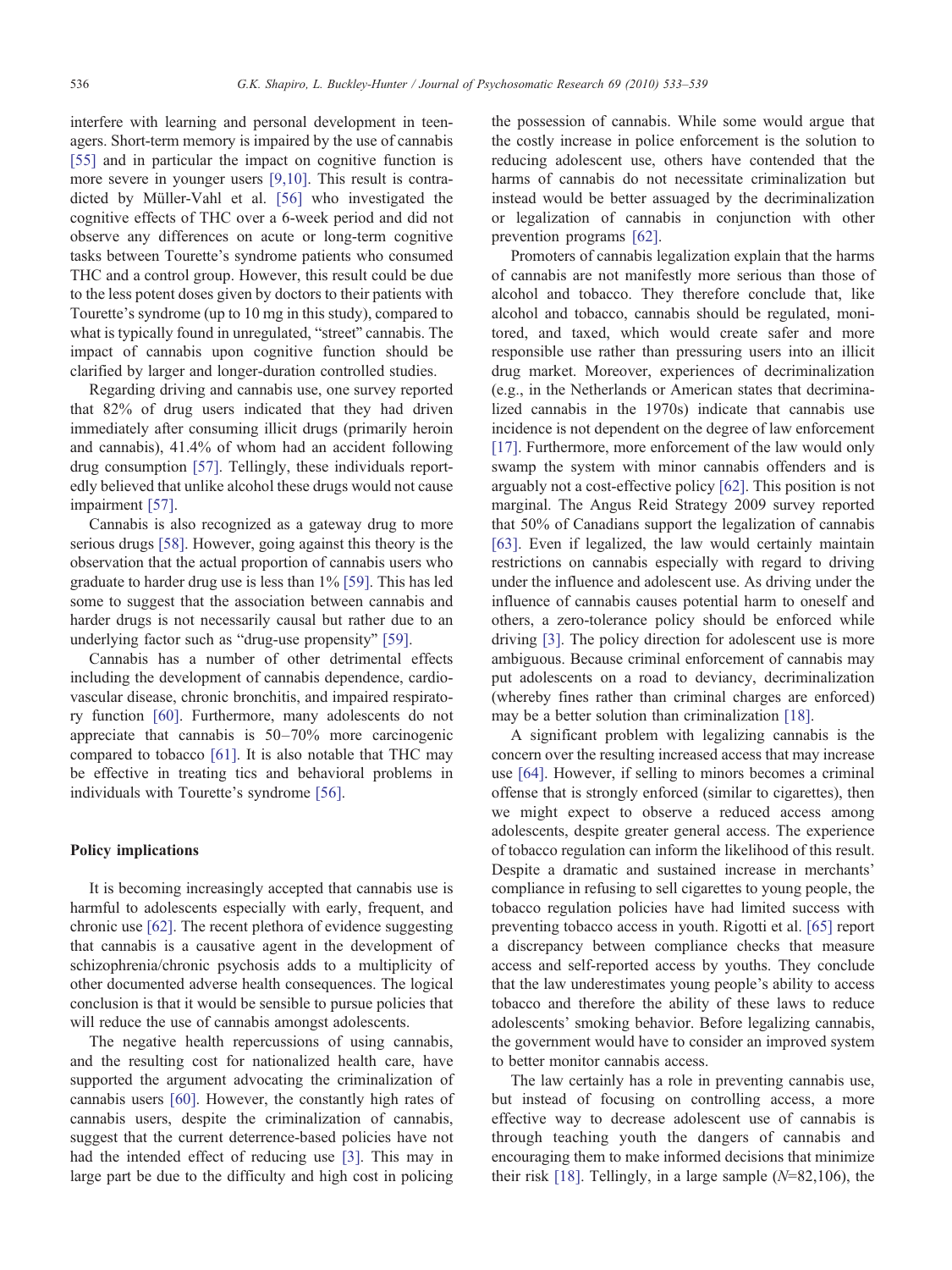interfere with learning and personal development in teenagers. Short-term memory is impaired by the use of cannabis [55] and in particular the impact on cognitive function is more severe in younger users [9,10]. This result is contradicted by Müller-Vahl et al. [56] who investigated the cognitive effects of THC over a 6-week period and did not observe any differences on acute or long-term cognitive tasks between Tourette's syndrome patients who consumed THC and a control group. However, this result could be due to the less potent doses given by doctors to their patients with Tourette's syndrome (up to 10 mg in this study), compared to what is typically found in unregulated, "street" cannabis. The impact of cannabis upon cognitive function should be clarified by larger and longer-duration controlled studies.

Regarding driving and cannabis use, one survey reported that 82% of drug users indicated that they had driven immediately after consuming illicit drugs (primarily heroin and cannabis), 41.4% of whom had an accident following drug consumption [57]. Tellingly, these individuals reportedly believed that unlike alcohol these drugs would not cause impairment [57].

Cannabis is also recognized as a gateway drug to more serious drugs [58]. However, going against this theory is the observation that the actual proportion of cannabis users who graduate to harder drug use is less than 1% [59]. This has led some to suggest that the association between cannabis and harder drugs is not necessarily causal but rather due to an underlying factor such as "drug-use propensity" [59].

Cannabis has a number of other detrimental effects including the development of cannabis dependence, cardiovascular disease, chronic bronchitis, and impaired respiratory function [60]. Furthermore, many adolescents do not appreciate that cannabis is 50–70% more carcinogenic compared to tobacco [61]. It is also notable that THC may be effective in treating tics and behavioral problems in individuals with Tourette's syndrome [56].

## Policy implications

It is becoming increasingly accepted that cannabis use is harmful to adolescents especially with early, frequent, and chronic use [62]. The recent plethora of evidence suggesting that cannabis is a causative agent in the development of schizophrenia/chronic psychosis adds to a multiplicity of other documented adverse health consequences. The logical conclusion is that it would be sensible to pursue policies that will reduce the use of cannabis amongst adolescents.

The negative health repercussions of using cannabis, and the resulting cost for nationalized health care, have supported the argument advocating the criminalization of cannabis users [60]. However, the constantly high rates of cannabis users, despite the criminalization of cannabis, suggest that the current deterrence-based policies have not had the intended effect of reducing use [3]. This may in large part be due to the difficulty and high cost in policing the possession of cannabis. While some would argue that the costly increase in police enforcement is the solution to reducing adolescent use, others have contended that the harms of cannabis do not necessitate criminalization but instead would be better assuaged by the decriminalization or legalization of cannabis in conjunction with other prevention programs [62].

Promoters of cannabis legalization explain that the harms of cannabis are not manifestly more serious than those of alcohol and tobacco. They therefore conclude that, like alcohol and tobacco, cannabis should be regulated, monitored, and taxed, which would create safer and more responsible use rather than pressuring users into an illicit drug market. Moreover, experiences of decriminalization (e.g., in the Netherlands or American states that decriminalized cannabis in the 1970s) indicate that cannabis use incidence is not dependent on the degree of law enforcement [17]. Furthermore, more enforcement of the law would only swamp the system with minor cannabis offenders and is arguably not a cost-effective policy [62]. This position is not marginal. The Angus Reid Strategy 2009 survey reported that 50% of Canadians support the legalization of cannabis [63]. Even if legalized, the law would certainly maintain restrictions on cannabis especially with regard to driving under the influence and adolescent use. As driving under the influence of cannabis causes potential harm to oneself and others, a zero-tolerance policy should be enforced while driving [3]. The policy direction for adolescent use is more ambiguous. Because criminal enforcement of cannabis may put adolescents on a road to deviancy, decriminalization (whereby fines rather than criminal charges are enforced) may be a better solution than criminalization [18].

A significant problem with legalizing cannabis is the concern over the resulting increased access that may increase use [64]. However, if selling to minors becomes a criminal offense that is strongly enforced (similar to cigarettes), then we might expect to observe a reduced access among adolescents, despite greater general access. The experience of tobacco regulation can inform the likelihood of this result. Despite a dramatic and sustained increase in merchants' compliance in refusing to sell cigarettes to young people, the tobacco regulation policies have had limited success with preventing tobacco access in youth. Rigotti et al. [65] report a discrepancy between compliance checks that measure access and self-reported access by youths. They conclude that the law underestimates young people's ability to access tobacco and therefore the ability of these laws to reduce adolescents' smoking behavior. Before legalizing cannabis, the government would have to consider an improved system to better monitor cannabis access.

The law certainly has a role in preventing cannabis use, but instead of focusing on controlling access, a more effective way to decrease adolescent use of cannabis is through teaching youth the dangers of cannabis and encouraging them to make informed decisions that minimize their risk [18]. Tellingly, in a large sample ($N$=82,106), the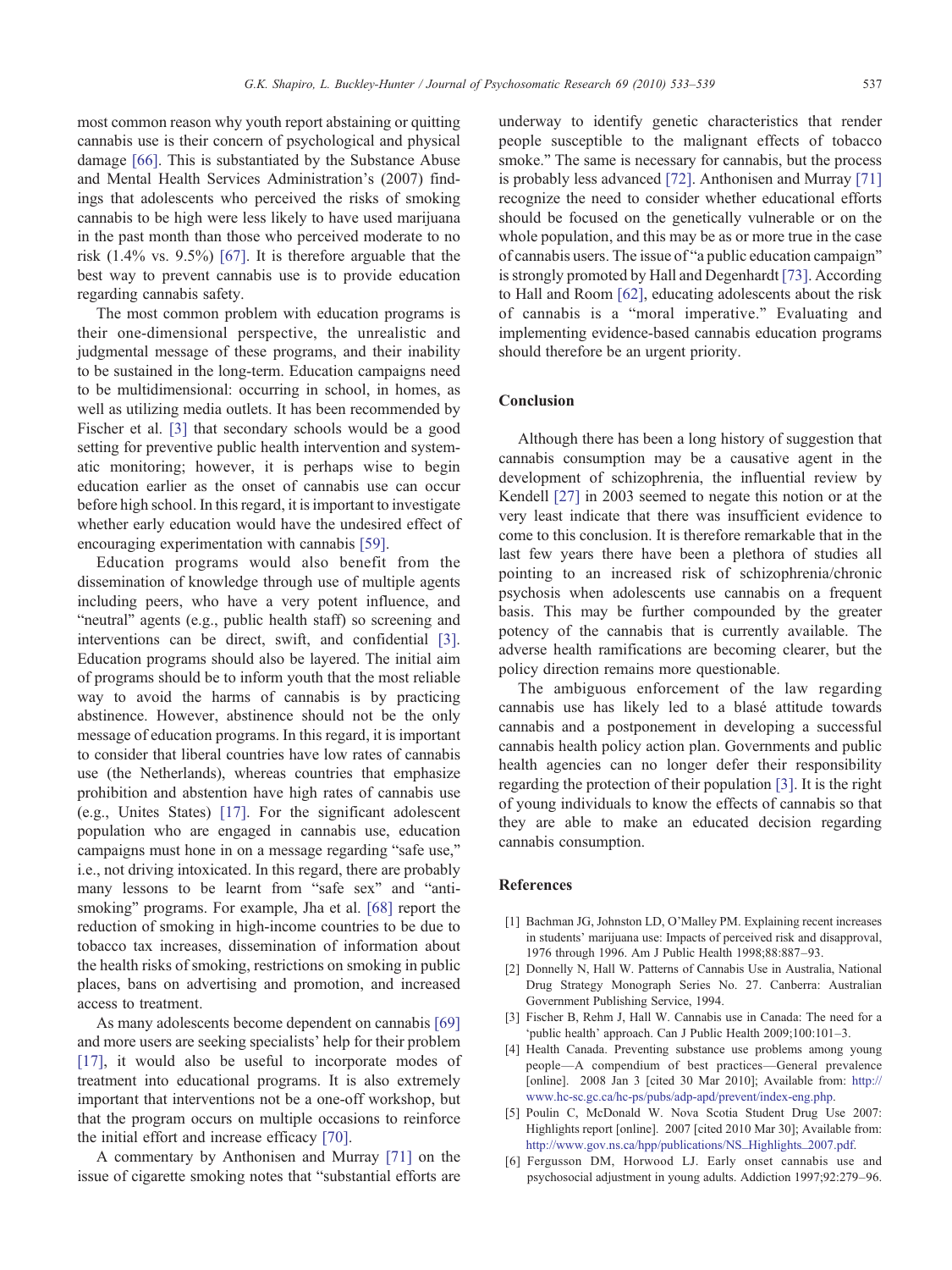most common reason why youth report abstaining or quitting cannabis use is their concern of psychological and physical damage [66]. This is substantiated by the Substance Abuse and Mental Health Services Administration's (2007) findings that adolescents who perceived the risks of smoking cannabis to be high were less likely to have used marijuana in the past month than those who perceived moderate to no risk (1.4% vs. 9.5%) [67]. It is therefore arguable that the best way to prevent cannabis use is to provide education regarding cannabis safety.

The most common problem with education programs is their one-dimensional perspective, the unrealistic and judgmental message of these programs, and their inability to be sustained in the long-term. Education campaigns need to be multidimensional: occurring in school, in homes, as well as utilizing media outlets. It has been recommended by Fischer et al. [3] that secondary schools would be a good setting for preventive public health intervention and systematic monitoring; however, it is perhaps wise to begin education earlier as the onset of cannabis use can occur before high school. In this regard, it is important to investigate whether early education would have the undesired effect of encouraging experimentation with cannabis [59].

Education programs would also benefit from the dissemination of knowledge through use of multiple agents including peers, who have a very potent influence, and "neutral" agents (e.g., public health staff) so screening and interventions can be direct, swift, and confidential [3]. Education programs should also be layered. The initial aim of programs should be to inform youth that the most reliable way to avoid the harms of cannabis is by practicing abstinence. However, abstinence should not be the only message of education programs. In this regard, it is important to consider that liberal countries have low rates of cannabis use (the Netherlands), whereas countries that emphasize prohibition and abstention have high rates of cannabis use (e.g., Unites States) [17]. For the significant adolescent population who are engaged in cannabis use, education campaigns must hone in on a message regarding "safe use," i.e., not driving intoxicated. In this regard, there are probably many lessons to be learnt from "safe sex" and "anti-smoking" programs. For example, Jha et al. [68] report the reduction of smoking in high-income countries to be due to tobacco tax increases, dissemination of information about the health risks of smoking, restrictions on smoking in public places, bans on advertising and promotion, and increased access to treatment.

As many adolescents become dependent on cannabis [69] and more users are seeking specialists' help for their problem [17], it would also be useful to incorporate modes of treatment into educational programs. It is also extremely important that interventions not be a one-off workshop, but that the program occurs on multiple occasions to reinforce the initial effort and increase efficacy [70].

A commentary by Anthonisen and Murray [71] on the issue of cigarette smoking notes that "substantial efforts are underway to identify genetic characteristics that render people susceptible to the malignant effects of tobacco smoke." The same is necessary for cannabis, but the process is probably less advanced [72]. Anthonisen and Murray [71] recognize the need to consider whether educational efforts should be focused on the genetically vulnerable or on the whole population, and this may be as or more true in the case of cannabis users. The issue of "a public education campaign" is strongly promoted by Hall and Degenhardt [73]. According to Hall and Room [62], educating adolescents about the risk of cannabis is a "moral imperative." Evaluating and implementing evidence-based cannabis education programs should therefore be an urgent priority.

## Conclusion

Although there has been a long history of suggestion that cannabis consumption may be a causative agent in the development of schizophrenia, the influential review by Kendell [27] in 2003 seemed to negate this notion or at the very least indicate that there was insufficient evidence to come to this conclusion. It is therefore remarkable that in the last few years there have been a plethora of studies all pointing to an increased risk of schizophrenia/chronic psychosis when adolescents use cannabis on a frequent basis. This may be further compounded by the greater potency of the cannabis that is currently available. The adverse health ramifications are becoming clearer, but the policy direction remains more questionable.

The ambiguous enforcement of the law regarding cannabis use has likely led to a blasé attitude towards cannabis and a postponement in developing a successful cannabis health policy action plan. Governments and public health agencies can no longer defer their responsibility regarding the protection of their population [3]. It is the right of young individuals to know the effects of cannabis so that they are able to make an educated decision regarding cannabis consumption.

## References

[1] Bachman JG, Johnston LD, O'Malley PM. Explaining recent increases in students' marijuana use: Impacts of perceived risk and disapproval, 1976 through 1996. Am J Public Health 1998;88:887–93.

[2] Donnelly N, Hall W. Patterns of Cannabis Use in Australia, National Drug Strategy Monograph Series No. 27. Canberra: Australian Government Publishing Service, 1994.

[3] Fischer B, Rehm J, Hall W. Cannabis use in Canada: The need for a 'public health' approach. Can J Public Health 2009;100:101–3.

[4] Health Canada. Preventing substance use problems among young people—A compendium of best practices—General prevalence [online]. 2008 Jan 3 [cited 30 Mar 2010]; Available from: http://www.hc-sc.gc.ca/hc-ps/pubs/adp-apd/prevent/index-eng.php.

[5] Poulin C, McDonald W. Nova Scotia Student Drug Use 2007: Highlights report [online]. 2007 [cited 2010 Mar 30]; Available from: http://www.gov.ns.ca/hpp/publications/NS_Highlights_2007.pdf.

[6] Fergusson DM, Horwood LJ. Early onset cannabis use and psychosocial adjustment in young adults. Addiction 1997;92:279–96.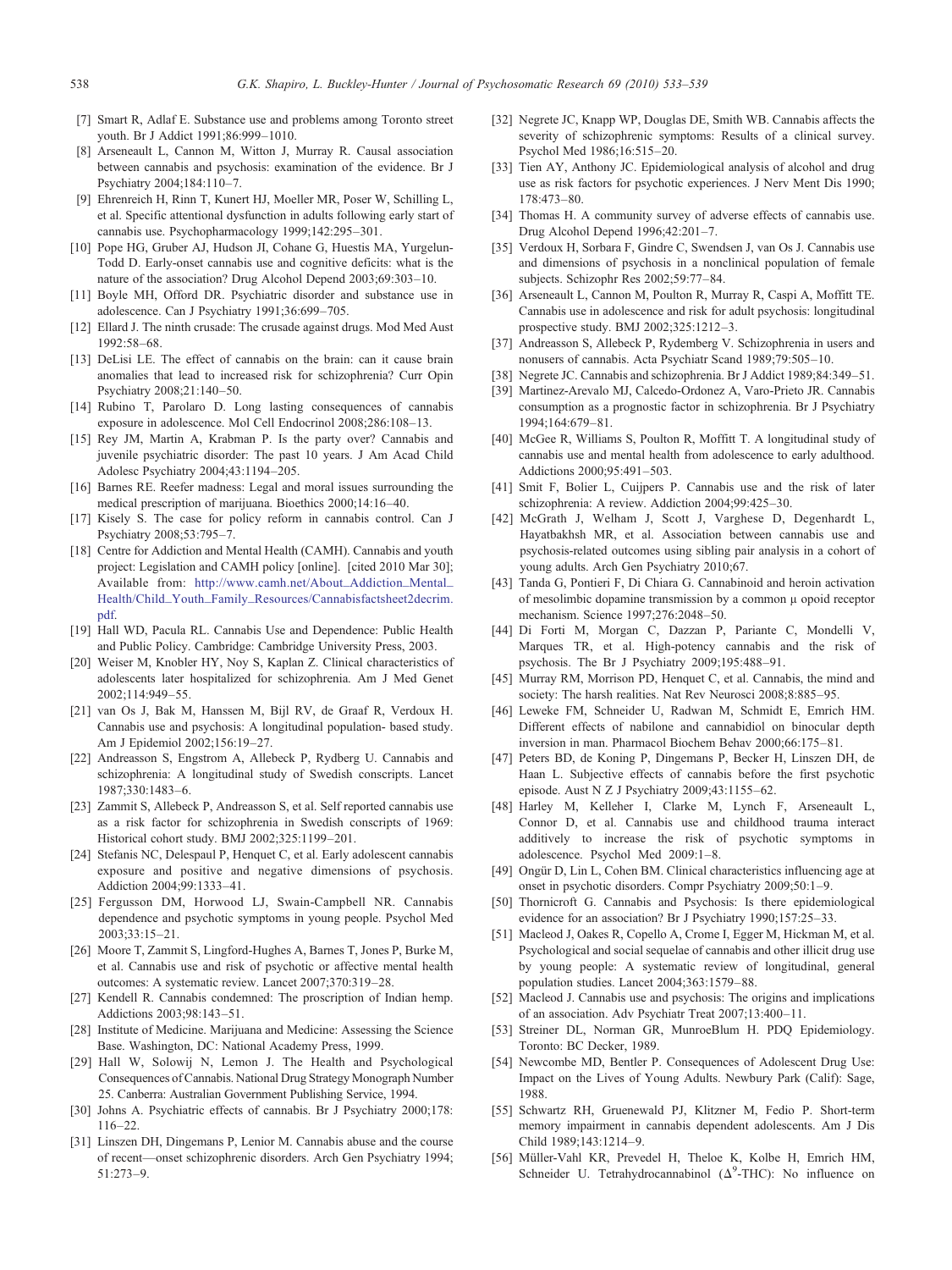[7] Smart R, Adlaf E. Substance use and problems among Toronto street youth. Br J Addict 1991;86:999–1010.

[8] Arseneault L, Cannon M, Witton J, Murray R. Causal association between cannabis and psychosis: examination of the evidence. Br J Psychiatry 2004;184:110–7.

[9] Ehrenreich H, Rinn T, Kunert HJ, Moeller MR, Poser W, Schilling L, et al. Specific attentional dysfunction in adults following early start of cannabis use. Psychopharmacology 1999;142:295–301.

[10] Pope HG, Gruber AJ, Hudson JI, Cohane G, Huestis MA, Yurgelun-Todd D. Early-onset cannabis use and cognitive deficits: what is the nature of the association? Drug Alcohol Depend 2003;69:303–10.

[11] Boyle MH, Offord DR. Psychiatric disorder and substance use in adolescence. Can J Psychiatry 1991;36:699–705.

[12] Ellard J. The ninth crusade: The crusade against drugs. Mod Med Aust 1992:58–68.

[13] DeLisi LE. The effect of cannabis on the brain: can it cause brain anomalies that lead to increased risk for schizophrenia? Curr Opin Psychiatry 2008;21:140–50.

[14] Rubino T, Parolaro D. Long lasting consequences of cannabis exposure in adolescence. Mol Cell Endocrinol 2008;286:108–13.

[15] Rey JM, Martin A, Krabman P. Is the party over? Cannabis and juvenile psychiatric disorder: The past 10 years. J Am Acad Child Adolesc Psychiatry 2004;43:1194–205.

[16] Barnes RE. Reefer madness: Legal and moral issues surrounding the medical prescription of marijuana. Bioethics 2000;14:16–40.

[17] Kisely S. The case for policy reform in cannabis control. Can J Psychiatry 2008;53:795–7.

[18] Centre for Addiction and Mental Health (CAMH). Cannabis and youth project: Legislation and CAMH policy [online]. [cited 2010 Mar 30]; Available from: http://www.camh.net/About_Addiction_Mental_Health/Child_Youth_Family_Resources/Cannabisfactsheet2decrim.pdf.

[19] Hall WD, Pacula RL. Cannabis Use and Dependence: Public Health and Public Policy. Cambridge: Cambridge University Press, 2003.

[20] Weiser M, Knobler HY, Noy S, Kaplan Z. Clinical characteristics of adolescents later hospitalized for schizophrenia. Am J Med Genet 2002;114:949–55.

[21] van Os J, Bak M, Hanssen M, Bijl RV, de Graaf R, Verdoux H. Cannabis use and psychosis: A longitudinal population- based study. Am J Epidemiol 2002;156:19–27.

[22] Andreasson S, Engstrom A, Allebeck P, Rydberg U. Cannabis and schizophrenia: A longitudinal study of Swedish conscripts. Lancet 1987;330:1483–6.

[23] Zammit S, Allebeck P, Andreasson S, et al. Self reported cannabis use as a risk factor for schizophrenia in Swedish conscripts of 1969: Historical cohort study. BMJ 2002;325:1199–201.

[24] Stefanis NC, Delespaul P, Henquet C, et al. Early adolescent cannabis exposure and positive and negative dimensions of psychosis. Addiction 2004;99:1333–41.

[25] Fergusson DM, Horwood LJ, Swain-Campbell NR. Cannabis dependence and psychotic symptoms in young people. Psychol Med 2003;33:15–21.

[26] Moore T, Zammit S, Lingford-Hughes A, Barnes T, Jones P, Burke M, et al. Cannabis use and risk of psychotic or affective mental health outcomes: A systematic review. Lancet 2007;370:319–28.

[27] Kendell R. Cannabis condemned: The proscription of Indian hemp. Addictions 2003;98:143–51.

[28] Institute of Medicine. Marijuana and Medicine: Assessing the Science Base. Washington, DC: National Academy Press, 1999.

[29] Hall W, Solowij N, Lemon J. The Health and Psychological Consequences of Cannabis. National Drug Strategy Monograph Number 25. Canberra: Australian Government Publishing Service, 1994.

[30] Johns A. Psychiatric effects of cannabis. Br J Psychiatry 2000;178:116–22.

[31] Linszen DH, Dingemans P, Lenior M. Cannabis abuse and the course of recent—onset schizophrenic disorders. Arch Gen Psychiatry 1994;51:273–9.

[32] Negrete JC, Knapp WP, Douglas DE, Smith WB. Cannabis affects the severity of schizophrenic symptoms: Results of a clinical survey. Psychol Med 1986;16:515–20.

[33] Tien AY, Anthony JC. Epidemiological analysis of alcohol and drug use as risk factors for psychotic experiences. J Nerv Ment Dis 1990;178:473–80.

[34] Thomas H. A community survey of adverse effects of cannabis use. Drug Alcohol Depend 1996;42:201–7.

[35] Verdoux H, Sorbara F, Gindre C, Swendsen J, van Os J. Cannabis use and dimensions of psychosis in a nonclinical population of female subjects. Schizophr Res 2002;59:77–84.

[36] Arseneault L, Cannon M, Poulton R, Murray R, Caspi A, Moffitt TE. Cannabis use in adolescence and risk for adult psychosis: longitudinal prospective study. BMJ 2002;325:1212–3.

[37] Andreasson S, Allebeck P, Rydemberg V. Schizophrenia in users and nonusers of cannabis. Acta Psychiatr Scand 1989;79:505–10.

[38] Negrete JC. Cannabis and schizophrenia. Br J Addict 1989;84:349–51.

[39] Martinez-Arevalo MJ, Calcedo-Ordonez A, Varo-Prieto JR. Cannabis consumption as a prognostic factor in schizophrenia. Br J Psychiatry 1994;164:679–81.

[40] McGee R, Williams S, Poulton R, Moffitt T. A longitudinal study of cannabis use and mental health from adolescence to early adulthood. Addictions 2000;95:491–503.

[41] Smit F, Bolier L, Cuijpers P. Cannabis use and the risk of later schizophrenia: A review. Addiction 2004;99:425–30.

[42] McGrath J, Welham J, Scott J, Varghese D, Degenhardt L, Hayatbakhsh MR, et al. Association between cannabis use and psychosis-related outcomes using sibling pair analysis in a cohort of young adults. Arch Gen Psychiatry 2010;67.

[43] Tanda G, Pontieri F, Di Chiara G. Cannabinoid and heroin activation of mesolimbic dopamine transmission by a common μ opoid receptor mechanism. Science 1997;276:2048–50.

[44] Di Forti M, Morgan C, Dazzan P, Pariante C, Mondelli V, Marques TR, et al. High-potency cannabis and the risk of psychosis. The Br J Psychiatry 2009;195:488–91.

[45] Murray RM, Morrison PD, Henquet C, et al. Cannabis, the mind and society: The harsh realities. Nat Rev Neurosci 2008;8:885–95.

[46] Leweke FM, Schneider U, Radwan M, Schmidt E, Emrich HM. Different effects of nabilone and cannabidiol on binocular depth inversion in man. Pharmacol Biochem Behav 2000;66:175–81.

[47] Peters BD, de Koning P, Dingemans P, Becker H, Linszen DH, de Haan L. Subjective effects of cannabis before the first psychotic episode. Aust N Z J Psychiatry 2009;43:1155–62.

[48] Harley M, Kelleher I, Clarke M, Lynch F, Arseneault L, Connor D, et al. Cannabis use and childhood trauma interact additively to increase the risk of psychotic symptoms in adolescence. Psychol Med 2009:1–8.

[49] Ongür D, Lin L, Cohen BM. Clinical characteristics influencing age at onset in psychotic disorders. Compr Psychiatry 2009;50:1–9.

[50] Thornicroft G. Cannabis and Psychosis: Is there epidemiological evidence for an association? Br J Psychiatry 1990;157:25–33.

[51] Macleod J, Oakes R, Copello A, Crome I, Egger M, Hickman M, et al. Psychological and social sequelae of cannabis and other illicit drug use by young people: A systematic review of longitudinal, general population studies. Lancet 2004;363:1579–88.

[52] Macleod J. Cannabis use and psychosis: The origins and implications of an association. Adv Psychiatr Treat 2007;13:400–11.

[53] Streiner DL, Norman GR, MunroeBlum H. PDQ Epidemiology. Toronto: BC Decker, 1989.

[54] Newcombe MD, Bentler P. Consequences of Adolescent Drug Use: Impact on the Lives of Young Adults. Newbury Park (Calif): Sage, 1988.

[55] Schwartz RH, Gruenewald PJ, Klitzner M, Fedio P. Short-term memory impairment in cannabis dependent adolescents. Am J Dis Child 1989;143:1214–9.

[56] Müller-Vahl KR, Prevedel H, Theloe K, Kolbe H, Emrich HM, Schneider U. Tetrahydrocannabinol ($\Delta^9$-THC): No influence on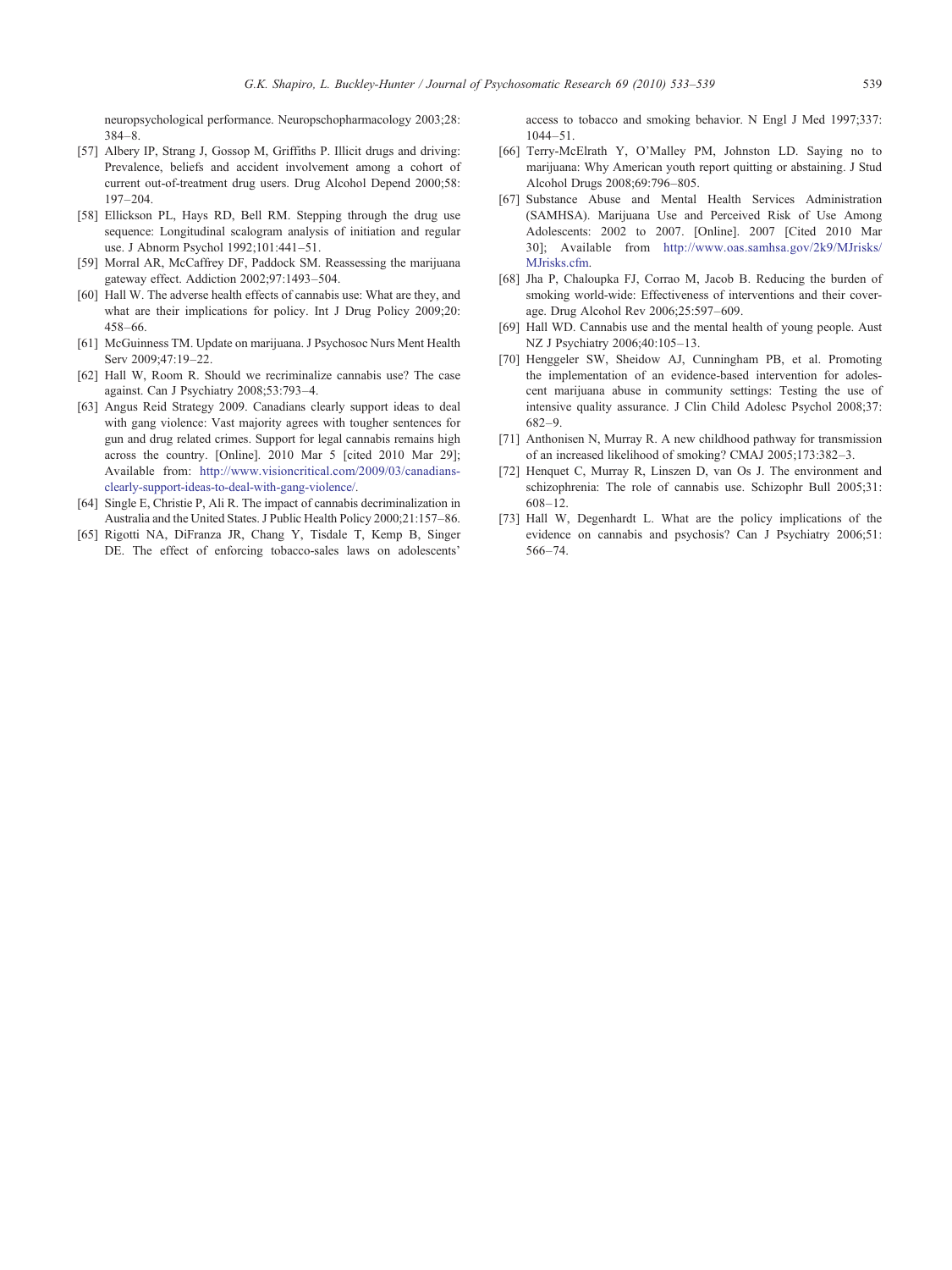neuropsychological performance. Neuropschopharmacology 2003;28:384–8.

[57] Albery IP, Strang J, Gossop M, Griffiths P. Illicit drugs and driving: Prevalence, beliefs and accident involvement among a cohort of current out-of-treatment drug users. Drug Alcohol Depend 2000;58:197–204.

[58] Ellickson PL, Hays RD, Bell RM. Stepping through the drug use sequence: Longitudinal scalogram analysis of initiation and regular use. J Abnorm Psychol 1992;101:441–51.

[59] Morral AR, McCaffrey DF, Paddock SM. Reassessing the marijuana gateway effect. Addiction 2002;97:1493–504.

[60] Hall W. The adverse health effects of cannabis use: What are they, and what are their implications for policy. Int J Drug Policy 2009;20:458–66.

[61] McGuinness TM. Update on marijuana. J Psychosoc Nurs Ment Health Serv 2009;47:19–22.

[62] Hall W, Room R. Should we recriminalize cannabis use? The case against. Can J Psychiatry 2008;53:793–4.

[63] Angus Reid Strategy 2009. Canadians clearly support ideas to deal with gang violence: Vast majority agrees with tougher sentences for gun and drug related crimes. Support for legal cannabis remains high across the country. [Online]. 2010 Mar 5 [cited 2010 Mar 29]; Available from: http://www.visioncritical.com/2009/03/canadians-clearly-support-ideas-to-deal-with-gang-violence/.

[64] Single E, Christie P, Ali R. The impact of cannabis decriminalization in Australia and the United States. J Public Health Policy 2000;21:157–86.

[65] Rigotti NA, DiFranza JR, Chang Y, Tisdale T, Kemp B, Singer DE. The effect of enforcing tobacco-sales laws on adolescents' access to tobacco and smoking behavior. N Engl J Med 1997;337:1044–51.

[66] Terry-McElrath Y, O'Malley PM, Johnston LD. Saying no to marijuana: Why American youth report quitting or abstaining. J Stud Alcohol Drugs 2008;69:796–805.

[67] Substance Abuse and Mental Health Services Administration (SAMHSA). Marijuana Use and Perceived Risk of Use Among Adolescents: 2002 to 2007. [Online]. 2007 [Cited 2010 Mar 30]; Available from http://www.oas.samhsa.gov/2k9/MJrisks/MJrisks.cfm.

[68] Jha P, Chaloupka FJ, Corrao M, Jacob B. Reducing the burden of smoking world-wide: Effectiveness of interventions and their coverage. Drug Alcohol Rev 2006;25:597–609.

[69] Hall WD. Cannabis use and the mental health of young people. Aust NZ J Psychiatry 2006;40:105–13.

[70] Henggeler SW, Sheidow AJ, Cunningham PB, et al. Promoting the implementation of an evidence-based intervention for adolescent marijuana abuse in community settings: Testing the use of intensive quality assurance. J Clin Child Adolesc Psychol 2008;37:682–9.

[71] Anthonisen N, Murray R. A new childhood pathway for transmission of an increased likelihood of smoking? CMAJ 2005;173:382–3.

[72] Henquet C, Murray R, Linszen D, van Os J. The environment and schizophrenia: The role of cannabis use. Schizophr Bull 2005;31:608–12.

[73] Hall W, Degenhardt L. What are the policy implications of the evidence on cannabis and psychosis? Can J Psychiatry 2006;51:566–74.